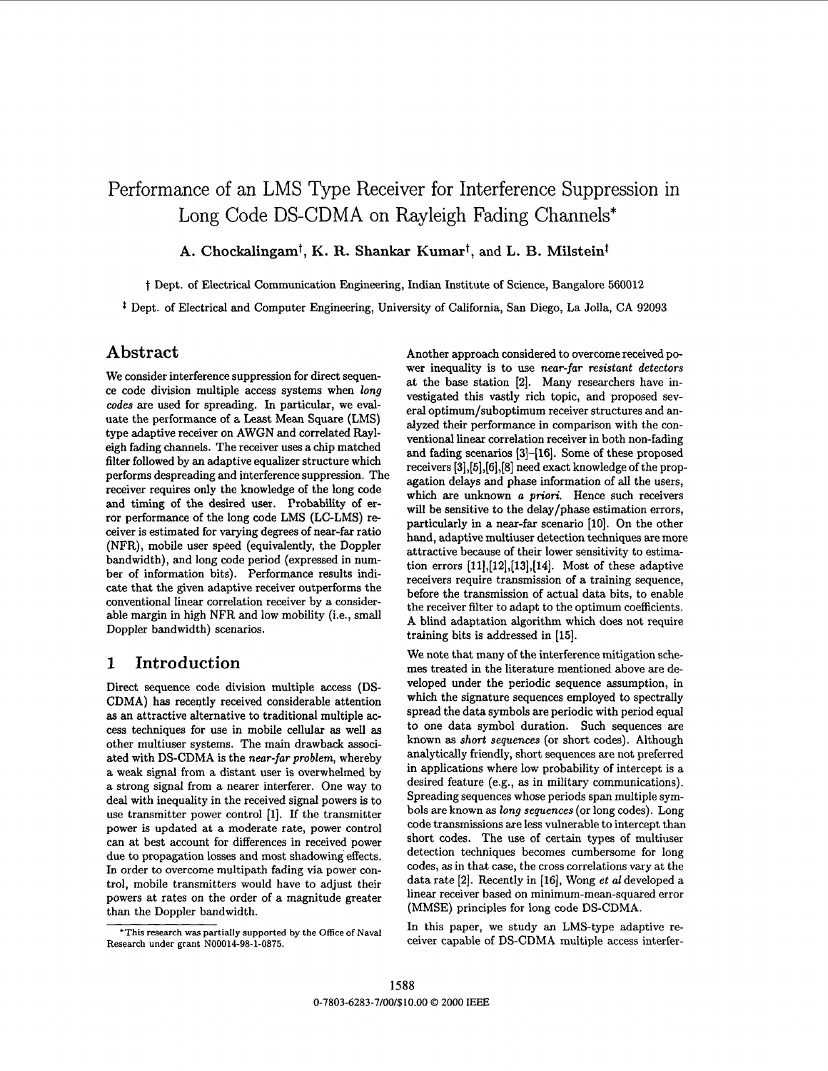# Performance of an LMS Type Receiver for Interference Suppression in Long Code DS-CDMA on Rayleigh Fading Channels*

**A. Chockalingam†, K. R. Shankar Kumar†, and L. B. Milstein‡**

† Dept. of Electrical Communication Engineering, Indian Institute of Science, Bangalore 560012

‡ Dept. of Electrical and Computer Engineering, University of California, San Diego, La Jolla, CA 92093

## Abstract

We consider interference suppression for direct sequence code division multiple access systems when *long codes* are used for spreading. In particular, we evaluate the performance of a Least Mean Square (LMS) type adaptive receiver on AWGN and correlated Rayleigh fading channels. The receiver uses a chip matched filter followed by an adaptive equalizer structure which performs despreading and interference suppression. The receiver requires only the knowledge of the long code and timing of the desired user. Probability of error performance of the long code LMS (LC-LMS) receiver is estimated for varying degrees of near-far ratio (NFR), mobile user speed (equivalently, the Doppler bandwidth), and long code period (expressed in number of information bits). Performance results indicate that the given adaptive receiver outperforms the conventional linear correlation receiver by a considerable margin in high NFR and low mobility (i.e., small Doppler bandwidth) scenarios.

## 1 Introduction

Direct sequence code division multiple access (DS-CDMA) has recently received considerable attention as an attractive alternative to traditional multiple access techniques for use in mobile cellular as well as other multiuser systems. The main drawback associated with DS-CDMA is the *near-far problem*, whereby a weak signal from a distant user is overwhelmed by a strong signal from a nearer interferer. One way to deal with inequality in the received signal powers is to use transmitter power control [1]. If the transmitter power is updated at a moderate rate, power control can at best account for differences in received power due to propagation losses and most shadowing effects. In order to overcome multipath fading via power control, mobile transmitters would have to adjust their powers at rates on the order of a magnitude greater than the Doppler bandwidth.

Another approach considered to overcome received power inequality is to use *near-far resistant detectors* at the base station [2]. Many researchers have investigated this vastly rich topic, and proposed several optimum/suboptimum receiver structures and analyzed their performance in comparison with the conventional linear correlation receiver in both non-fading and fading scenarios [3]–[16]. Some of these proposed receivers [3],[5],[6],[8] need exact knowledge of the propagation delays and phase information of all the users, which are unknown *a priori*. Hence such receivers will be sensitive to the delay/phase estimation errors, particularly in a near-far scenario [10]. On the other hand, adaptive multiuser detection techniques are more attractive because of their lower sensitivity to estimation errors [11],[12],[13],[14]. Most of these adaptive receivers require transmission of a training sequence, before the transmission of actual data bits, to enable the receiver filter to adapt to the optimum coefficients. A blind adaptation algorithm which does not require training bits is addressed in [15].

We note that many of the interference mitigation schemes treated in the literature mentioned above are developed under the periodic sequence assumption, in which the signature sequences employed to spectrally spread the data symbols are periodic with period equal to one data symbol duration. Such sequences are known as *short sequences* (or short codes). Although analytically friendly, short sequences are not preferred in applications where low probability of intercept is a desired feature (e.g., as in military communications). Spreading sequences whose periods span multiple symbols are known as *long sequences* (or long codes). Long code transmissions are less vulnerable to intercept than short codes. The use of certain types of multiuser detection techniques becomes cumbersome for long codes, as in that case, the cross correlations vary at the data rate [2]. Recently in [16], Wong *et al* developed a linear receiver based on minimum-mean-squared error (MMSE) principles for long code DS-CDMA.

In this paper, we study an LMS-type adaptive receiver capable of DS-CDMA multiple access interfer-

*This research was partially supported by the Office of Naval Research under grant N00014-98-1-0875.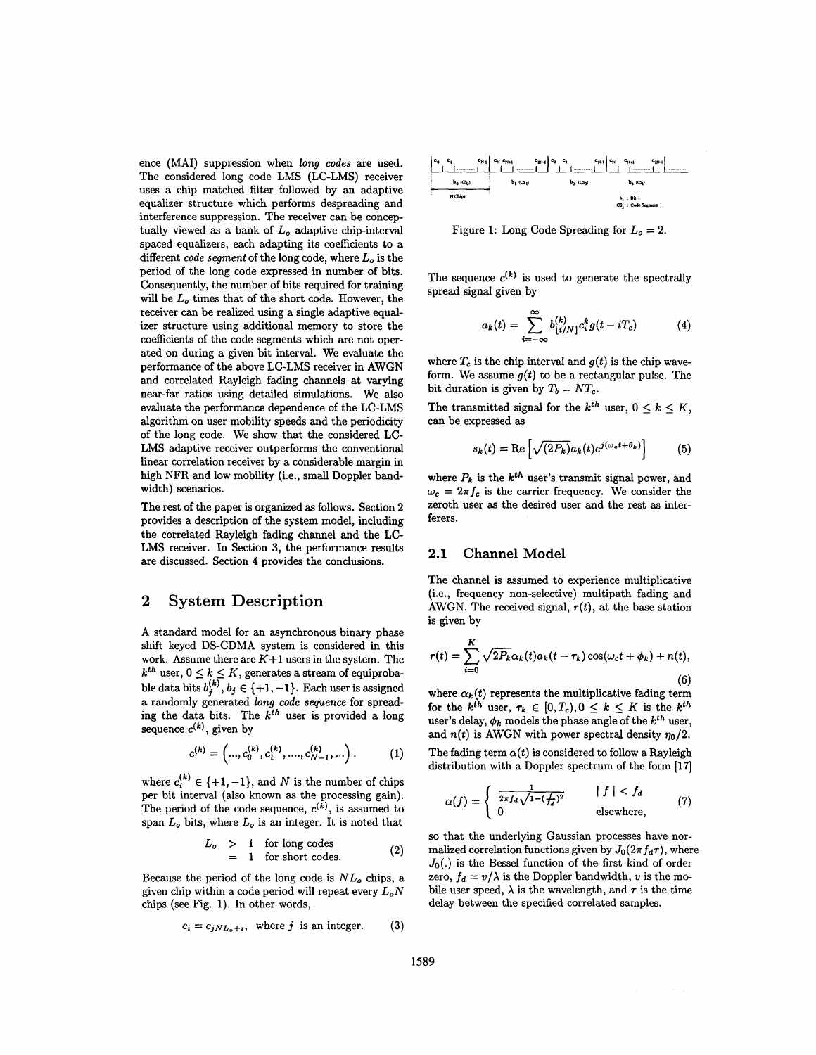ence (MAI) suppression when *long codes* are used. The considered long code LMS (LC-LMS) receiver uses a chip matched filter followed by an adaptive equalizer structure which performs despreading and interference suppression. The receiver can be conceptually viewed as a bank of $L_o$ adaptive chip-interval spaced equalizers, each adapting its coefficients to a different *code segment* of the long code, where $L_o$ is the period of the long code expressed in number of bits. Consequently, the number of bits required for training will be $L_o$ times that of the short code. However, the receiver can be realized using a single adaptive equalizer structure using additional memory to store the coefficients of the code segments which are not operated on during a given bit interval. We evaluate the performance of the above LC-LMS receiver in AWGN and correlated Rayleigh fading channels at varying near-far ratios using detailed simulations. We also evaluate the performance dependence of the LC-LMS algorithm on user mobility speeds and the periodicity of the long code. We show that the considered LC-LMS adaptive receiver outperforms the conventional linear correlation receiver by a considerable margin in high NFR and low mobility (i.e., small Doppler bandwidth) scenarios.

The rest of the paper is organized as follows. Section 2 provides a description of the system model, including the correlated Rayleigh fading channel and the LC-LMS receiver. In Section 3, the performance results are discussed. Section 4 provides the conclusions.

## 2 System Description

A standard model for an asynchronous binary phase shift keyed DS-CDMA system is considered in this work. Assume there are $K+1$ users in the system. The $k^{th}$ user, $0 \leq k \leq K$, generates a stream of equiprobable data bits $b_j^{(k)}$, $b_j \in \{+1, -1\}$. Each user is assigned a randomly generated *long code sequence* for spreading the data bits. The $k^{th}$ user is provided a long sequence $c^{(k)}$, given by

$$c^{(k)} = \left( ..., c_0^{(k)}, c_1^{(k)}, ...., c_{N-1}^{(k)}, ... \right). \tag{1}$$

where $c_i^{(k)} \in \{+1, -1\}$, and $N$ is the number of chips per bit interval (also known as the processing gain). The period of the code sequence, $c^{(k)}$, is assumed to span $L_o$ bits, where $L_o$ is an integer. It is noted that

$$\begin{aligned} L_o &> 1 \quad \text{for long codes} \\ &= 1 \quad \text{for short codes.} \end{aligned} \tag{2}$$

Because the period of the long code is $NL_o$ chips, a given chip within a code period will repeat every $L_oN$ chips (see Fig. 1). In other words,

$$c_i = c_{jNL_o+i}, \quad \text{where } j \text{ is an integer.} \tag{3}$$

Figure 1: Long Code Spreading for $L_o = 2$.

The sequence $c^{(k)}$ is used to generate the spectrally spread signal given by

$$a_k(t) = \sum_{i=-\infty}^{\infty} b_{\lfloor i/N \rfloor}^{(k)} c_i^k g(t - iT_c) \tag{4}$$

where $T_c$ is the chip interval and $g(t)$ is the chip waveform. We assume $g(t)$ to be a rectangular pulse. The bit duration is given by $T_b = NT_c$.

The transmitted signal for the $k^{th}$ user, $0 \leq k \leq K$, can be expressed as

$$s_k(t) = \text{Re}\left[\sqrt{(2P_k)} a_k(t) e^{j(\omega_c t + \theta_k)}\right] \tag{5}$$

where $P_k$ is the $k^{th}$ user's transmit signal power, and $\omega_c = 2\pi f_c$ is the carrier frequency. We consider the zeroth user as the desired user and the rest as interferers.

### 2.1 Channel Model

The channel is assumed to experience multiplicative (i.e., frequency non-selective) multipath fading and AWGN. The received signal, $r(t)$, at the base station is given by

$$r(t) = \sum_{i=0}^{K} \sqrt{2P_k} \alpha_k(t) a_k(t - \tau_k) \cos(\omega_c t + \phi_k) + n(t), \tag{6}$$

where $\alpha_k(t)$ represents the multiplicative fading term for the $k^{th}$ user, $\tau_k \in [0, T_c), 0 \leq k \leq K$ is the $k^{th}$ user's delay, $\phi_k$ models the phase angle of the $k^{th}$ user, and $n(t)$ is AWGN with power spectral density $\eta_0/2$.

The fading term $\alpha(t)$ is considered to follow a Rayleigh distribution with a Doppler spectrum of the form [17]

$$\alpha(f) = \begin{cases} \frac{1}{2\pi f_d \sqrt{1-(\frac{f}{f_d})^2}} & |f| < f_d \\ 0 & \text{elsewhere,} \end{cases} \tag{7}$$

so that the underlying Gaussian processes have normalized correlation functions given by $J_0(2\pi f_d \tau)$, where $J_0(.)$ is the Bessel function of the first kind of order zero, $f_d = v/\lambda$ is the Doppler bandwidth, $v$ is the mobile user speed, $\lambda$ is the wavelength, and $\tau$ is the time delay between the specified correlated samples.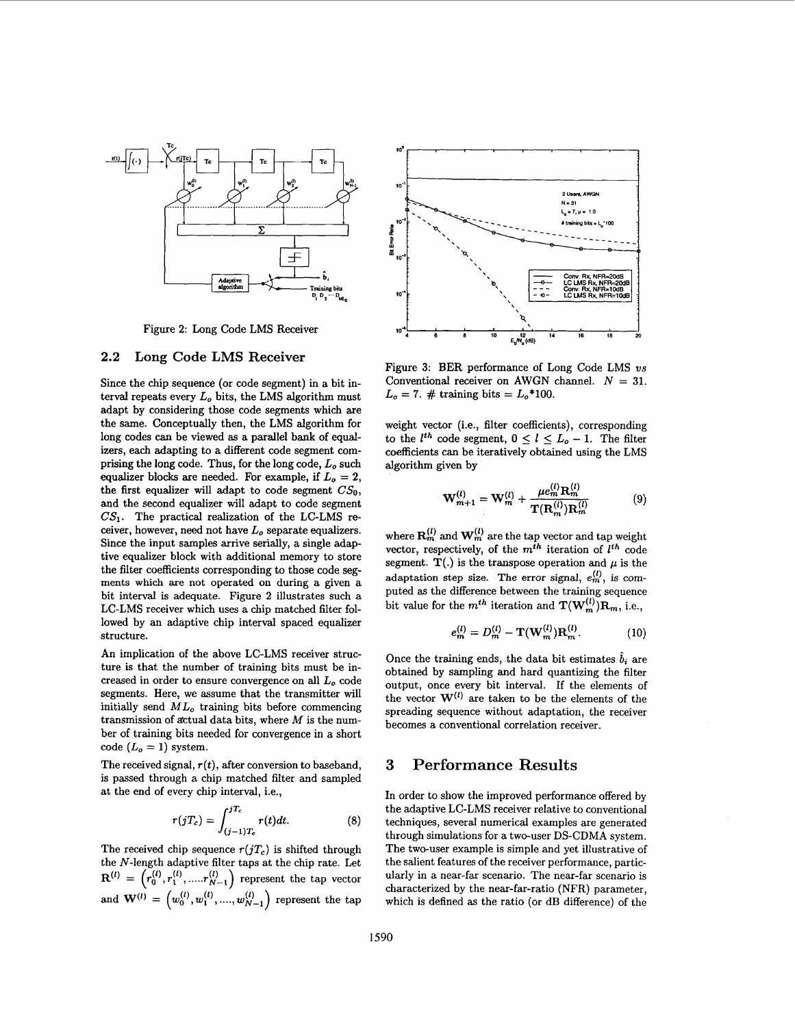Figure 2: Long Code LMS Receiver

## 2.2 Long Code LMS Receiver

Since the chip sequence (or code segment) in a bit interval repeats every $L_o$ bits, the LMS algorithm must adapt by considering those code segments which are the same. Conceptually then, the LMS algorithm for long codes can be viewed as a parallel bank of equalizers, each adapting to a different code segment comprising the long code. Thus, for the long code, $L_o$ such equalizer blocks are needed. For example, if $L_o = 2$, the first equalizer will adapt to code segment $CS_0$, and the second equalizer will adapt to code segment $CS_1$. The practical realization of the LC-LMS receiver, however, need not have $L_o$ separate equalizers. Since the input samples arrive serially, a single adaptive equalizer block with additional memory to store the filter coefficients corresponding to those code segments which are not operated on during a given a bit interval is adequate. Figure 2 illustrates such a LC-LMS receiver which uses a chip matched filter followed by an adaptive chip interval spaced equalizer structure.

An implication of the above LC-LMS receiver structure is that the number of training bits must be increased in order to ensure convergence on all $L_o$ code segments. Here, we assume that the transmitter will initially send $ML_o$ training bits before commencing transmission of actual data bits, where $M$ is the number of training bits needed for convergence in a short code ($L_o = 1$) system.

The received signal, $r(t)$, after conversion to baseband, is passed through a chip matched filter and sampled at the end of every chip interval, i.e.,

$$r(jT_c) = \int_{(j-1)T_c}^{jT_c} r(t)dt. \tag{8}$$

The received chip sequence $r(jT_c)$ is shifted through the $N$-length adaptive filter taps at the chip rate. Let $\mathbf{R}^{(l)} = \left(r_0^{(l)}, r_1^{(l)}, .....r_{N-1}^{(l)}\right)$ represent the tap vector and $\mathbf{W}^{(l)} = \left(w_0^{(l)}, w_1^{(l)}, ...., w_{N-1}^{(l)}\right)$ represent the tap weight vector (i.e., filter coefficients), corresponding to the $l^{th}$ code segment, $0 \leq l \leq L_o - 1$. The filter coefficients can be iteratively obtained using the LMS algorithm given by

$$\mathbf{W}_{m+1}^{(l)} = \mathbf{W}_m^{(l)} + \frac{\mu e_m^{(l)} \mathbf{R}_m^{(l)}}{\mathbf{T}(\mathbf{R}_m^{(l)})\mathbf{R}_m^{(l)}} \tag{9}$$

where $\mathbf{R}_m^{(l)}$ and $\mathbf{W}_m^{(l)}$ are the tap vector and tap weight vector, respectively, of the $m^{th}$ iteration of $l^{th}$ code segment. $\mathbf{T}(.)$ is the transpose operation and $\mu$ is the adaptation step size. The error signal, $e_m^{(l)}$, is computed as the difference between the training sequence bit value for the $m^{th}$ iteration and $\mathbf{T}(\mathbf{W}_m^{(l)})\mathbf{R}_m$, i.e.,

$$e_m^{(l)} = D_m^{(l)} - \mathbf{T}(\mathbf{W}_m^{(l)})\mathbf{R}_m^{(l)}. \tag{10}$$

Once the training ends, the data bit estimates $\hat{b}_i$ are obtained by sampling and hard quantizing the filter output, once every bit interval. If the elements of the vector $\mathbf{W}^{(l)}$ are taken to be the elements of the spreading sequence without adaptation, the receiver becomes a conventional correlation receiver.

Figure 3: BER performance of Long Code LMS *vs* Conventional receiver on AWGN channel. $N = 31$. $L_o = 7$. # training bits = $L_o$*100.

# 3 Performance Results

In order to show the improved performance offered by the adaptive LC-LMS receiver relative to conventional techniques, several numerical examples are generated through simulations for a two-user DS-CDMA system. The two-user example is simple and yet illustrative of the salient features of the receiver performance, particularly in a near-far scenario. The near-far scenario is characterized by the near-far-ratio (NFR) parameter, which is defined as the ratio (or dB difference) of the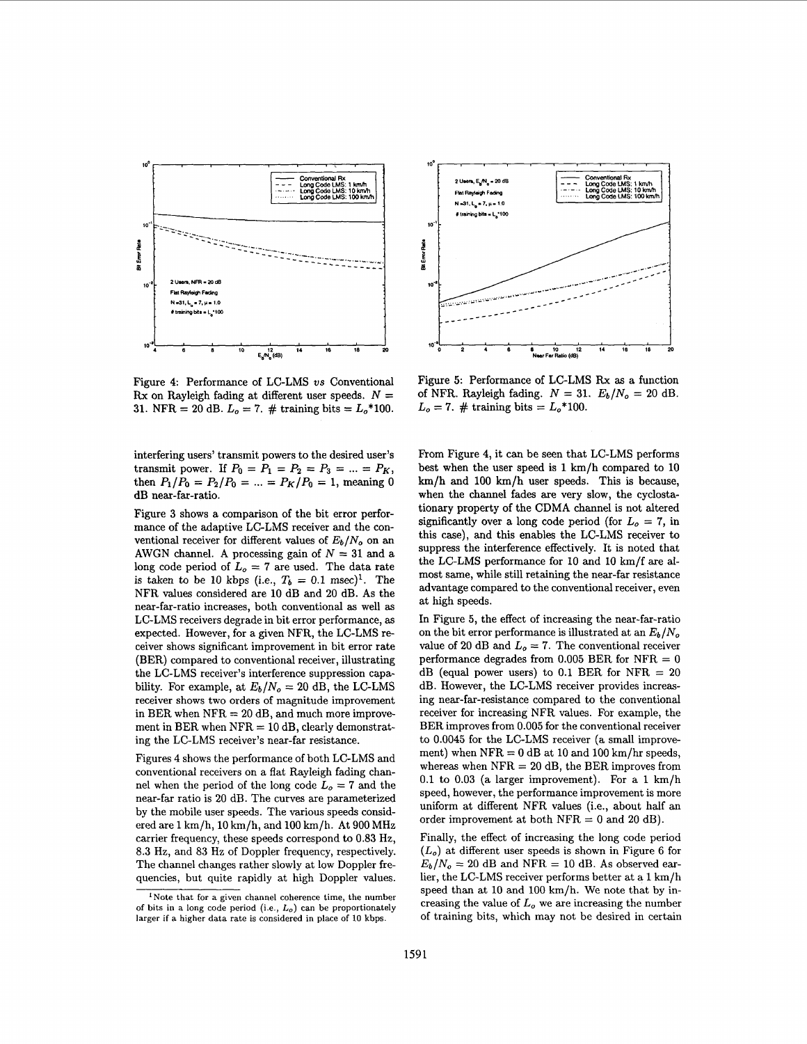Figure 4: Performance of LC-LMS *vs* Conventional Rx on Rayleigh fading at different user speeds. $N = 31$. NFR = 20 dB. $L_o = 7$. # training bits = $L_o$*100.

Figure 5: Performance of LC-LMS Rx as a function of NFR. Rayleigh fading. $N = 31$. $E_b/N_o = 20$ dB. $L_o = 7$. # training bits = $L_o$*100.

interfering users' transmit powers to the desired user's transmit power. If $P_0 = P_1 = P_2 = P_3 = ... = P_K$, then $P_1/P_0 = P_2/P_0 = ... = P_K/P_0 = 1$, meaning 0 dB near-far-ratio.

Figure 3 shows a comparison of the bit error performance of the adaptive LC-LMS receiver and the conventional receiver for different values of $E_b/N_o$ on an AWGN channel. A processing gain of $N = 31$ and a long code period of $L_o = 7$ are used. The data rate is taken to be 10 kbps (i.e., $T_b = 0.1$ msec)[1]. The NFR values considered are 10 dB and 20 dB. As the near-far-ratio increases, both conventional as well as LC-LMS receivers degrade in bit error performance, as expected. However, for a given NFR, the LC-LMS receiver shows significant improvement in bit error rate (BER) compared to conventional receiver, illustrating the LC-LMS receiver's interference suppression capability. For example, at $E_b/N_o = 20$ dB, the LC-LMS receiver shows two orders of magnitude improvement in BER when NFR = 20 dB, and much more improvement in BER when NFR = 10 dB, clearly demonstrating the LC-LMS receiver's near-far resistance.

Figures 4 shows the performance of both LC-LMS and conventional receivers on a flat Rayleigh fading channel when the period of the long code $L_o = 7$ and the near-far ratio is 20 dB. The curves are parameterized by the mobile user speeds. The various speeds considered are 1 km/h, 10 km/h, and 100 km/h. At 900 MHz carrier frequency, these speeds correspond to 0.83 Hz, 8.3 Hz, and 83 Hz of Doppler frequency, respectively. The channel changes rather slowly at low Doppler frequencies, but quite rapidly at high Doppler values.

[1] Note that for a given channel coherence time, the number of bits in a long code period (i.e., $L_o$) can be proportionately larger if a higher data rate is considered in place of 10 kbps.

From Figure 4, it can be seen that LC-LMS performs best when the user speed is 1 km/h compared to 10 km/h and 100 km/h user speeds. This is because, when the channel fades are very slow, the cyclostationary property of the CDMA channel is not altered significantly over a long code period (for $L_o = 7$, in this case), and this enables the LC-LMS receiver to suppress the interference effectively. It is noted that the LC-LMS performance for 10 and 10 km/f are almost same, while still retaining the near-far resistance advantage compared to the conventional receiver, even at high speeds.

In Figure 5, the effect of increasing the near-far-ratio on the bit error performance is illustrated at an $E_b/N_o$ value of 20 dB and $L_o = 7$. The conventional receiver performance degrades from 0.005 BER for NFR = 0 dB (equal power users) to 0.1 BER for NFR = 20 dB. However, the LC-LMS receiver provides increasing near-far-resistance compared to the conventional receiver for increasing NFR values. For example, the BER improves from 0.005 for the conventional receiver to 0.0045 for the LC-LMS receiver (a small improvement) when NFR = 0 dB at 10 and 100 km/hr speeds, whereas when NFR = 20 dB, the BER improves from 0.1 to 0.03 (a larger improvement). For a 1 km/h speed, however, the performance improvement is more uniform at different NFR values (i.e., about half an order improvement at both NFR = 0 and 20 dB).

Finally, the effect of increasing the long code period ($L_o$) at different user speeds is shown in Figure 6 for $E_b/N_o = 20$ dB and NFR = 10 dB. As observed earlier, the LC-LMS receiver performs better at a 1 km/h speed than at 10 and 100 km/h. We note that by increasing the value of $L_o$ we are increasing the number of training bits, which may not be desired in certain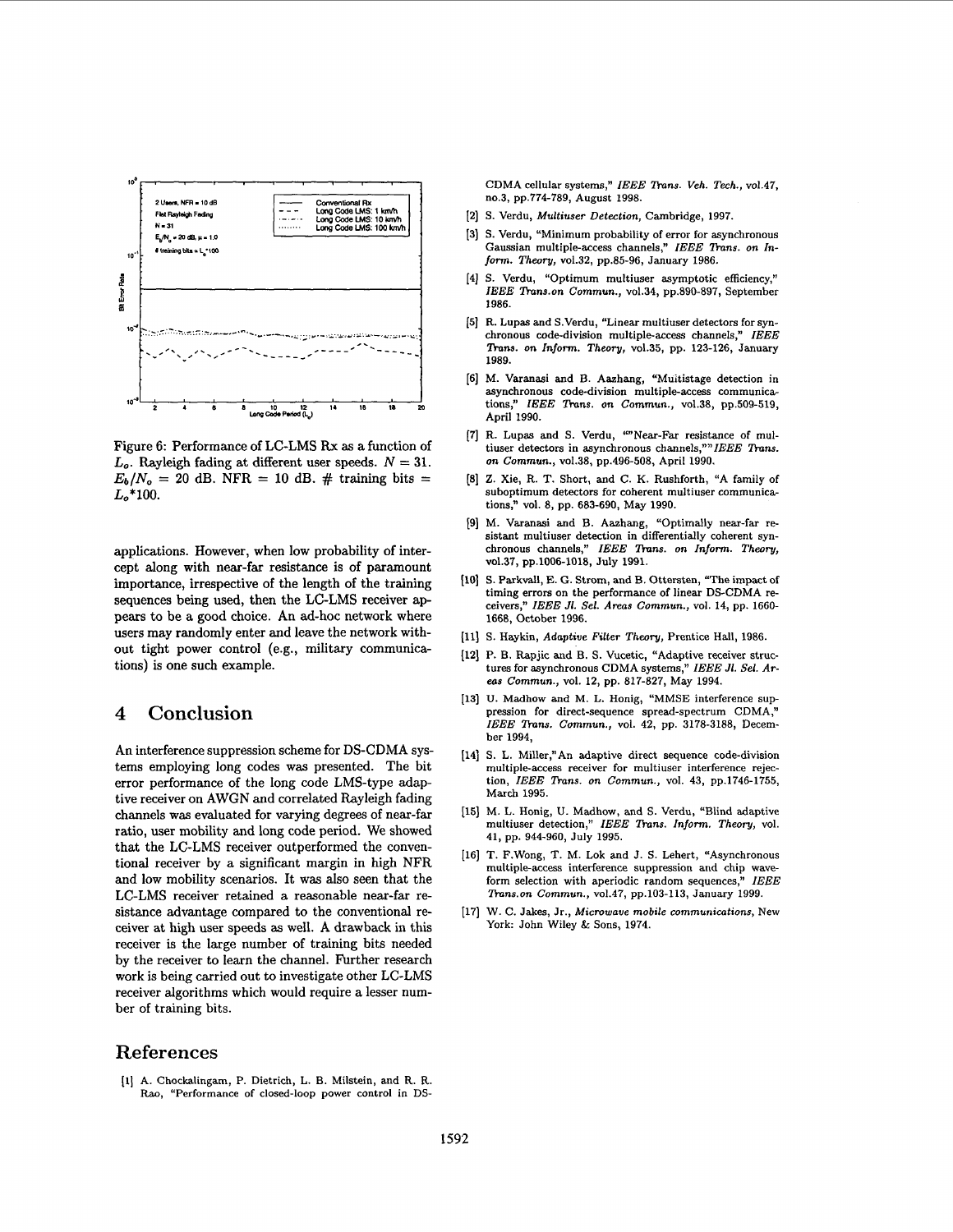2 Users, NFR = 10 dB
Flat Rayleigh Fading
N = 31
$E_b/N_o$ = 20 dB, μ = 1.0
# training bits = $L_o$*100

Conventional Rx
Long Code LMS: 1 km/h
Long Code LMS: 10 km/h
Long Code LMS: 100 km/h

Bit Error Rate

Long Code Period ($L_o$)

Figure 6: Performance of LC-LMS Rx as a function of $L_o$. Rayleigh fading at different user speeds. $N = 31$. $E_b/N_o = 20$ dB. NFR = 10 dB. # training bits = $L_o$*100.

applications. However, when low probability of intercept along with near-far resistance is of paramount importance, irrespective of the length of the training sequences being used, then the LC-LMS receiver appears to be a good choice. An ad-hoc network where users may randomly enter and leave the network without tight power control (e.g., military communications) is one such example.

# 4 Conclusion

An interference suppression scheme for DS-CDMA systems employing long codes was presented. The bit error performance of the long code LMS-type adaptive receiver on AWGN and correlated Rayleigh fading channels was evaluated for varying degrees of near-far ratio, user mobility and long code period. We showed that the LC-LMS receiver outperformed the conventional receiver by a significant margin in high NFR and low mobility scenarios. It was also seen that the LC-LMS receiver retained a reasonable near-far resistance advantage compared to the conventional receiver at high user speeds as well. A drawback in this receiver is the large number of training bits needed by the receiver to learn the channel. Further research work is being carried out to investigate other LC-LMS receiver algorithms which would require a lesser number of training bits.

# References

[1] A. Chockalingam, P. Dietrich, L. B. Milstein, and R. R. Rao, "Performance of closed-loop power control in DS-CDMA cellular systems," *IEEE Trans. Veh. Tech.*, vol.47, no.3, pp.774-789, August 1998.

[2] S. Verdu, *Multiuser Detection*, Cambridge, 1997.

[3] S. Verdu, "Minimum probability of error for asynchronous Gaussian multiple-access channels," *IEEE Trans. on Inform. Theory*, vol.32, pp.85-96, January 1986.

[4] S. Verdu, "Optimum multiuser asymptotic efficiency," *IEEE Trans.on Commun.*, vol.34, pp.890-897, September 1986.

[5] R. Lupas and S.Verdu, "Linear multiuser detectors for synchronous code-division multiple-access channels," *IEEE Trans. on Inform. Theory*, vol.35, pp. 123-126, January 1989.

[6] M. Varanasi and B. Aazhang, "Muitistage detection in asynchronous code-division multiple-access communications," *IEEE Trans. on Commun.*, vol.38, pp.509-519, April 1990.

[7] R. Lupas and S. Verdu, ""Near-Far resistance of multiuser detectors in asynchronous channels,"" *IEEE Trans. on Commun.*, vol.38, pp.496-508, April 1990.

[8] Z. Xie, R. T. Short, and C. K. Rushforth, "A family of suboptimum detectors for coherent multiuser communications," vol. 8, pp. 683-690, May 1990.

[9] M. Varanasi and B. Aazhang, "Optimally near-far resistant multiuser detection in differentially coherent synchronous channels," *IEEE Trans. on Inform. Theory*, vol.37, pp.1006-1018, July 1991.

[10] S. Parkvall, E. G. Strom, and B. Ottersten, "The impact of timing errors on the performance of linear DS-CDMA receivers," *IEEE Jl. Sel. Areas Commun.*, vol. 14, pp. 1660-1668, October 1996.

[11] S. Haykin, *Adaptive Filter Theory*, Prentice Hall, 1986.

[12] P. B. Rapjic and B. S. Vucetic, "Adaptive receiver structures for asynchronous CDMA systems," *IEEE Jl. Sel. Areas Commun.*, vol. 12, pp. 817-827, May 1994.

[13] U. Madhow and M. L. Honig, "MMSE interference suppression for direct-sequence spread-spectrum CDMA," *IEEE Trans. Commun.*, vol. 42, pp. 3178-3188, December 1994,

[14] S. L. Miller,"An adaptive direct sequence code-division multiple-access receiver for multiuser interference rejection, *IEEE Trans. on Commun.*, vol. 43, pp.1746-1755, March 1995.

[15] M. L. Honig, U. Madhow, and S. Verdu, "Blind adaptive multiuser detection," *IEEE Trans. Inform. Theory*, vol. 41, pp. 944-960, July 1995.

[16] T. F.Wong, T. M. Lok and J. S. Lehert, "Asynchronous multiple-access interference suppression and chip waveform selection with aperiodic random sequences," *IEEE Trans.on Commun.*, vol.47, pp.103-113, January 1999.

[17] W. C. Jakes, Jr., *Microwave mobile communications*, New York: John Wiley & Sons, 1974.